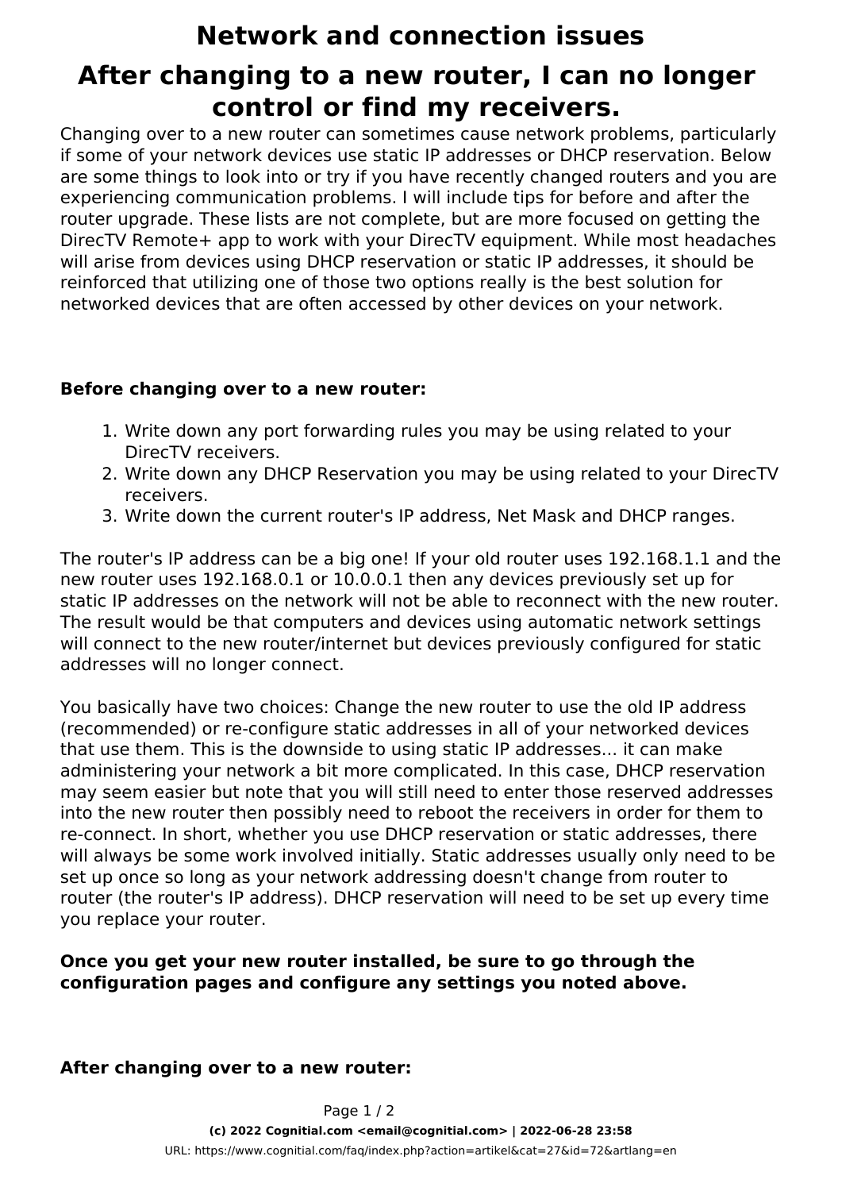# Network and connection issues

# After changing to a new router, I can no longer control or find my receivers.

Changing over to a new router can sometimes cause network problems, particularly if some of your network devices use static IP addresses or DHCP reservation. Below are some things to look into or try if you have recently changed routers and you are experiencing communication problems. I will include tips for before and after the router upgrade. These lists are not complete, but are more focused on getting the DirecTV Remote+ app to work with your DirecTV equipment. While most headaches will arise from devices using DHCP reservation or static IP addresses, it should be reinforced that utilizing one of those two options really is the best solution for networked devices that are often accessed by other devices on your network.

**Before changing over to a new router:**

1. Write down any port forwarding rules you may be using related to your DirecTV receivers.
2. Write down any DHCP Reservation you may be using related to your DirecTV receivers.
3. Write down the current router's IP address, Net Mask and DHCP ranges.

The router's IP address can be a big one! If your old router uses 192.168.1.1 and the new router uses 192.168.0.1 or 10.0.0.1 then any devices previously set up for static IP addresses on the network will not be able to reconnect with the new router. The result would be that computers and devices using automatic network settings will connect to the new router/internet but devices previously configured for static addresses will no longer connect.

You basically have two choices: Change the new router to use the old IP address (recommended) or re-configure static addresses in all of your networked devices that use them. This is the downside to using static IP addresses... it can make administering your network a bit more complicated. In this case, DHCP reservation may seem easier but note that you will still need to enter those reserved addresses into the new router then possibly need to reboot the receivers in order for them to re-connect. In short, whether you use DHCP reservation or static addresses, there will always be some work involved initially. Static addresses usually only need to be set up once so long as your network addressing doesn't change from router to router (the router's IP address). DHCP reservation will need to be set up every time you replace your router.

**Once you get your new router installed, be sure to go through the configuration pages and configure any settings you noted above.**

**After changing over to a new router:**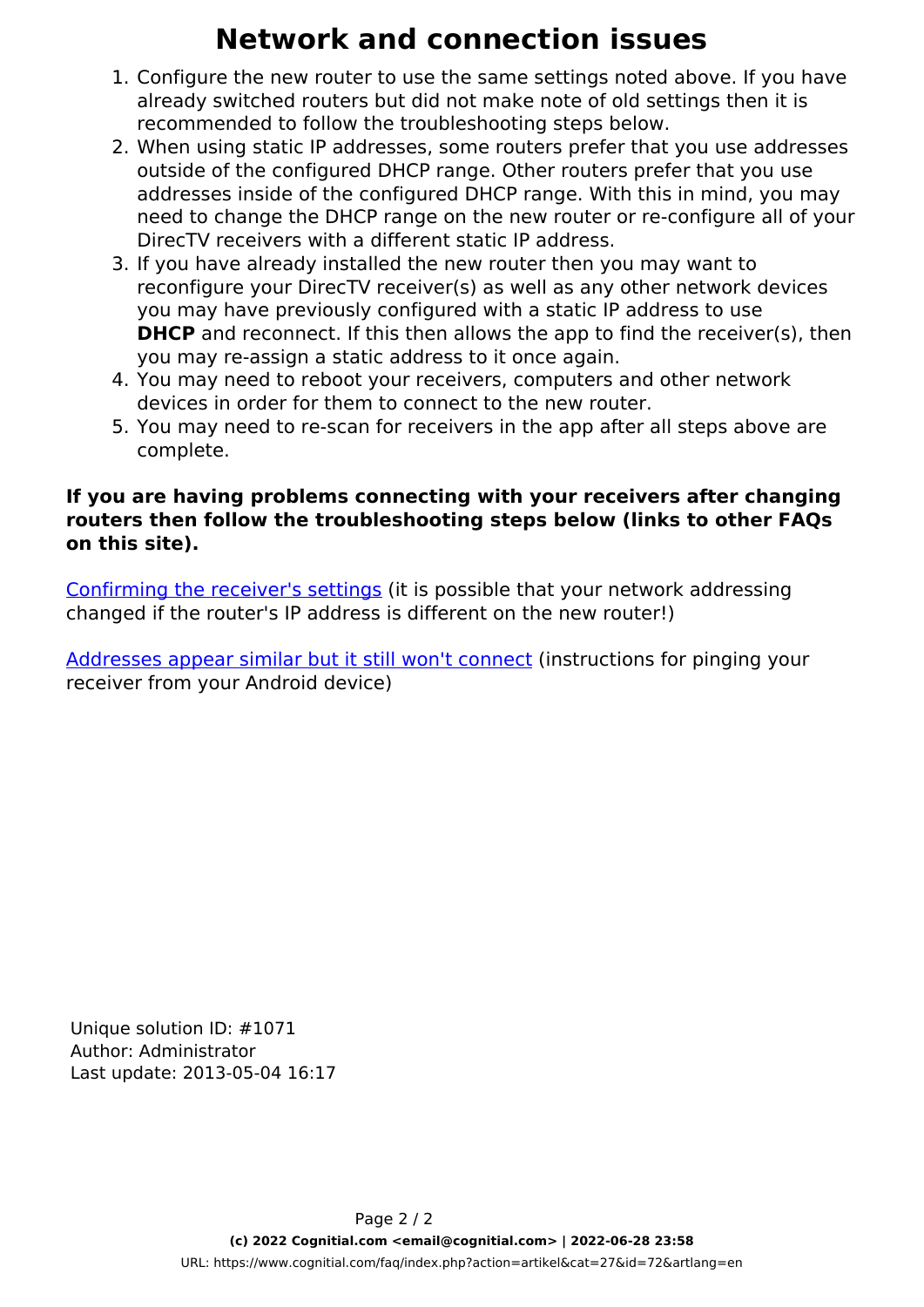# Network and connection issues

1. Configure the new router to use the same settings noted above. If you have already switched routers but did not make note of old settings then it is recommended to follow the troubleshooting steps below.
2. When using static IP addresses, some routers prefer that you use addresses outside of the configured DHCP range. Other routers prefer that you use addresses inside of the configured DHCP range. With this in mind, you may need to change the DHCP range on the new router or re-configure all of your DirecTV receivers with a different static IP address.
3. If you have already installed the new router then you may want to reconfigure your DirecTV receiver(s) as well as any other network devices you may have previously configured with a static IP address to use **DHCP** and reconnect. If this then allows the app to find the receiver(s), then you may re-assign a static address to it once again.
4. You may need to reboot your receivers, computers and other network devices in order for them to connect to the new router.
5. You may need to re-scan for receivers in the app after all steps above are complete.

**If you are having problems connecting with your receivers after changing routers then follow the troubleshooting steps below (links to other FAQs on this site).**

Confirming the receiver's settings (it is possible that your network addressing changed if the router's IP address is different on the new router!)

Addresses appear similar but it still won't connect (instructions for pinging your receiver from your Android device)

Unique solution ID: #1071
Author: Administrator
Last update: 2013-05-04 16:17